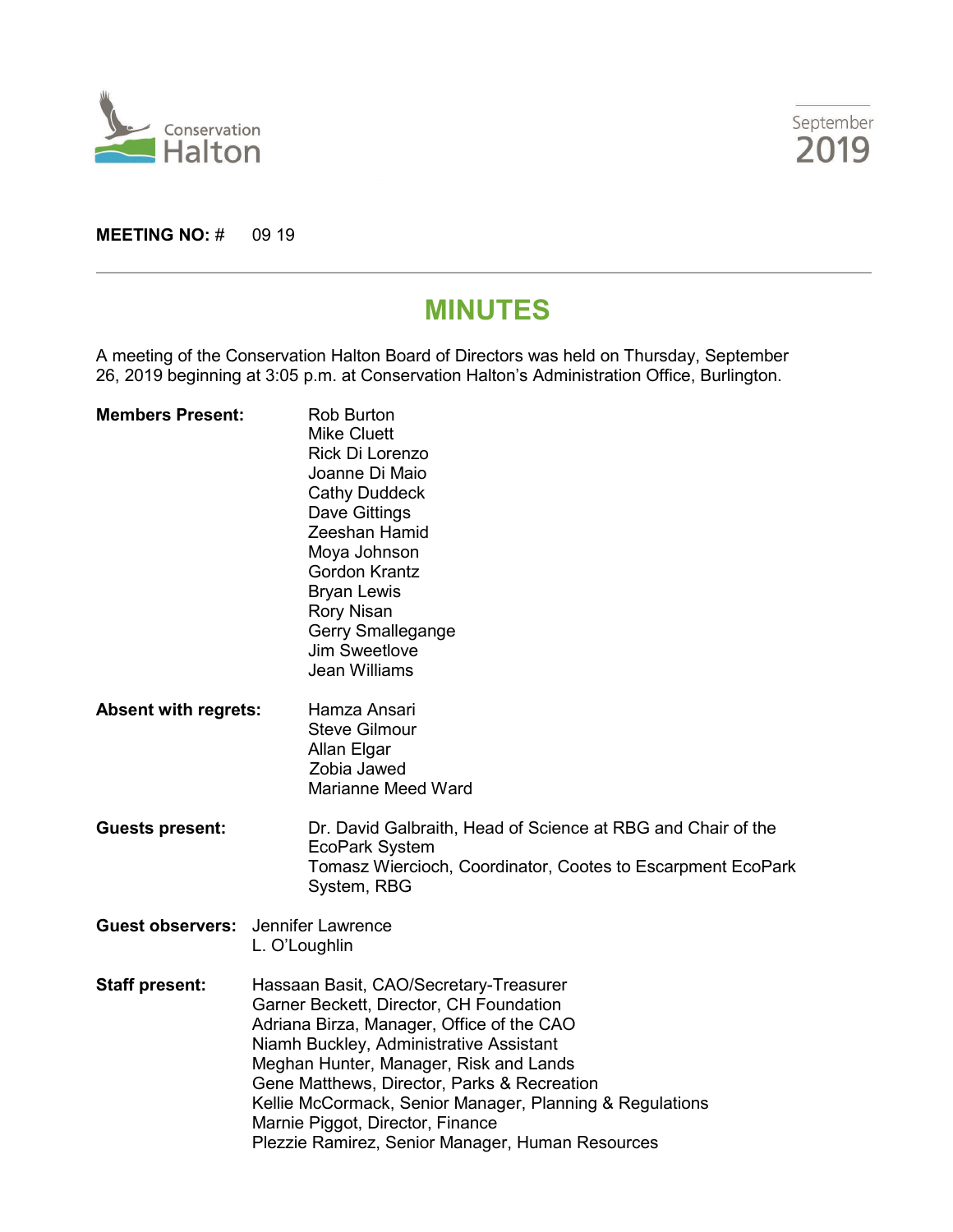Conservation Halton

September 2019

**MEETING NO:** # 09 19

# MINUTES

A meeting of the Conservation Halton Board of Directors was held on Thursday, September 26, 2019 beginning at 3:05 p.m. at Conservation Halton's Administration Office, Burlington.

**Members Present:**
Rob Burton
Mike Cluett
Rick Di Lorenzo
Joanne Di Maio
Cathy Duddeck
Dave Gittings
Zeeshan Hamid
Moya Johnson
Gordon Krantz
Bryan Lewis
Rory Nisan
Gerry Smallegange
Jim Sweetlove
Jean Williams

**Absent with regrets:**
Hamza Ansari
Steve Gilmour
Allan Elgar
Zobia Jawed
Marianne Meed Ward

**Guests present:**
Dr. David Galbraith, Head of Science at RBG and Chair of the EcoPark System
Tomasz Wiercioch, Coordinator, Cootes to Escarpment EcoPark System, RBG

**Guest observers:**
Jennifer Lawrence
L. O'Loughlin

**Staff present:**
Hassaan Basit, CAO/Secretary-Treasurer
Garner Beckett, Director, CH Foundation
Adriana Birza, Manager, Office of the CAO
Niamh Buckley, Administrative Assistant
Meghan Hunter, Manager, Risk and Lands
Gene Matthews, Director, Parks & Recreation
Kellie McCormack, Senior Manager, Planning & Regulations
Marnie Piggot, Director, Finance
Plezzie Ramirez, Senior Manager, Human Resources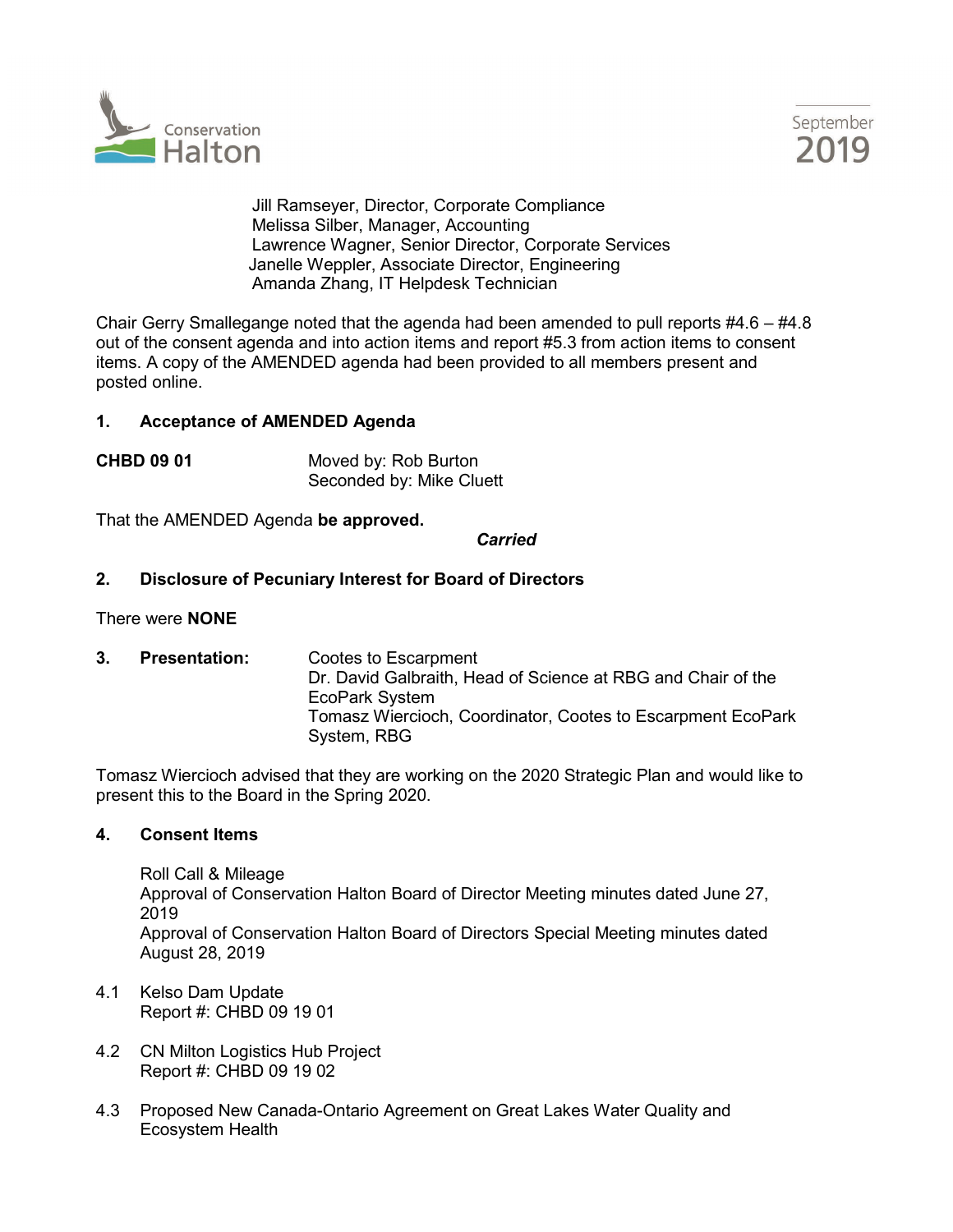Jill Ramseyer, Director, Corporate Compliance
Melissa Silber, Manager, Accounting
Lawrence Wagner, Senior Director, Corporate Services
Janelle Weppler, Associate Director, Engineering
Amanda Zhang, IT Helpdesk Technician

Chair Gerry Smallegange noted that the agenda had been amended to pull reports #4.6 – #4.8 out of the consent agenda and into action items and report #5.3 from action items to consent items. A copy of the AMENDED agenda had been provided to all members present and posted online.

## 1. Acceptance of AMENDED Agenda

**CHBD 09 01** Moved by: Rob Burton
Seconded by: Mike Cluett

That the AMENDED Agenda **be approved.**

***Carried***

## 2. Disclosure of Pecuniary Interest for Board of Directors

There were **NONE**

## 3. Presentation:

Cootes to Escarpment
Dr. David Galbraith, Head of Science at RBG and Chair of the EcoPark System
Tomasz Wiercioch, Coordinator, Cootes to Escarpment EcoPark System, RBG

Tomasz Wiercioch advised that they are working on the 2020 Strategic Plan and would like to present this to the Board in the Spring 2020.

## 4. Consent Items

Roll Call & Mileage
Approval of Conservation Halton Board of Director Meeting minutes dated June 27, 2019
Approval of Conservation Halton Board of Directors Special Meeting minutes dated August 28, 2019

4.1 Kelso Dam Update
Report #: CHBD 09 19 01

4.2 CN Milton Logistics Hub Project
Report #: CHBD 09 19 02

4.3 Proposed New Canada-Ontario Agreement on Great Lakes Water Quality and Ecosystem Health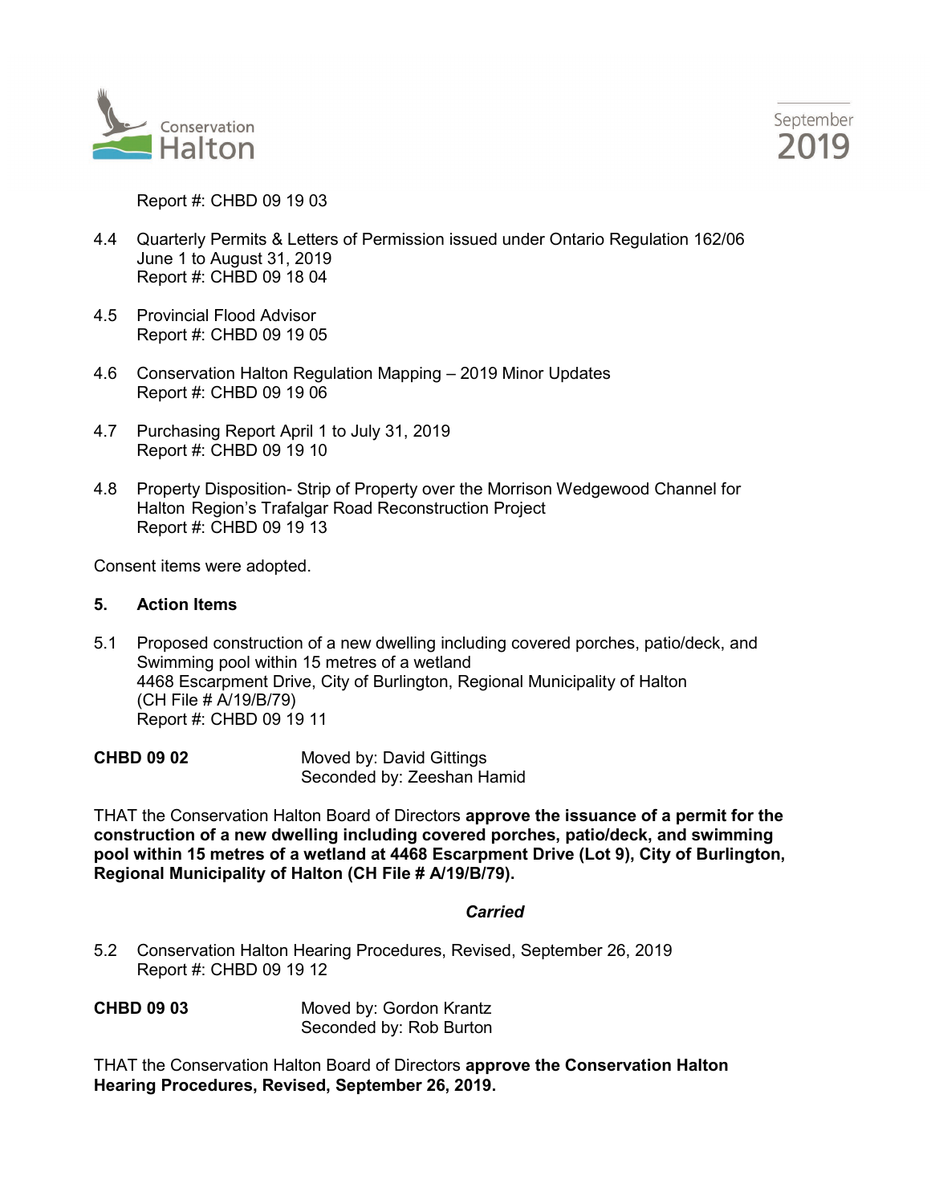Report #: CHBD 09 19 03

4.4 Quarterly Permits & Letters of Permission issued under Ontario Regulation 162/06
June 1 to August 31, 2019
Report #: CHBD 09 18 04

4.5 Provincial Flood Advisor
Report #: CHBD 09 19 05

4.6 Conservation Halton Regulation Mapping – 2019 Minor Updates
Report #: CHBD 09 19 06

4.7 Purchasing Report April 1 to July 31, 2019
Report #: CHBD 09 19 10

4.8 Property Disposition- Strip of Property over the Morrison Wedgewood Channel for Halton Region's Trafalgar Road Reconstruction Project
Report #: CHBD 09 19 13

Consent items were adopted.

**5. Action Items**

5.1 Proposed construction of a new dwelling including covered porches, patio/deck, and Swimming pool within 15 metres of a wetland
4468 Escarpment Drive, City of Burlington, Regional Municipality of Halton
(CH File # A/19/B/79)
Report #: CHBD 09 19 11

**CHBD 09 02** Moved by: David Gittings
Seconded by: Zeeshan Hamid

THAT the Conservation Halton Board of Directors **approve the issuance of a permit for the construction of a new dwelling including covered porches, patio/deck, and swimming pool within 15 metres of a wetland at 4468 Escarpment Drive (Lot 9), City of Burlington, Regional Municipality of Halton (CH File # A/19/B/79).**

***Carried***

5.2 Conservation Halton Hearing Procedures, Revised, September 26, 2019
Report #: CHBD 09 19 12

**CHBD 09 03** Moved by: Gordon Krantz
Seconded by: Rob Burton

THAT the Conservation Halton Board of Directors **approve the Conservation Halton Hearing Procedures, Revised, September 26, 2019.**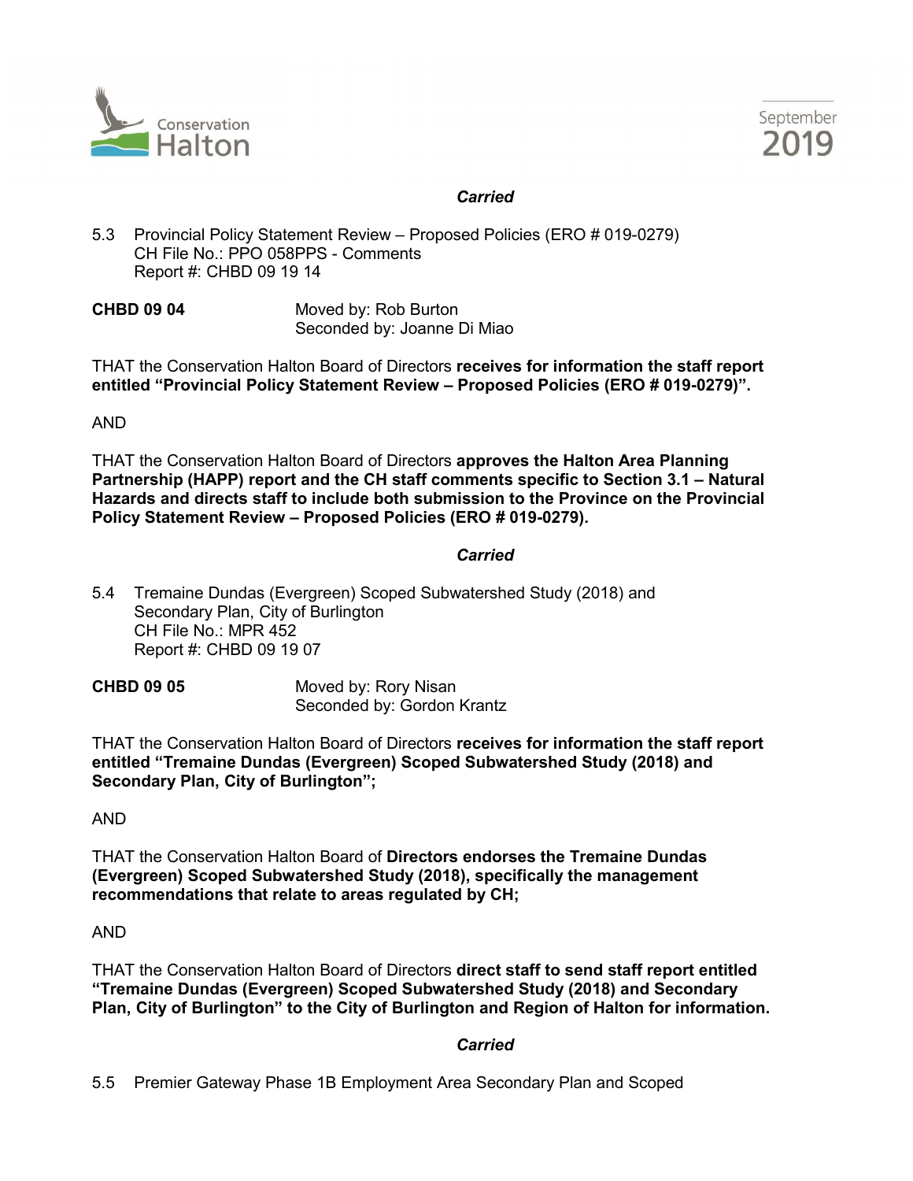*Carried*

5.3 Provincial Policy Statement Review – Proposed Policies (ERO # 019-0279)
CH File No.: PPO 058PPS - Comments
Report #: CHBD 09 19 14

**CHBD 09 04** Moved by: Rob Burton
Seconded by: Joanne Di Miao

THAT the Conservation Halton Board of Directors **receives for information the staff report entitled "Provincial Policy Statement Review – Proposed Policies (ERO # 019-0279)".**

AND

THAT the Conservation Halton Board of Directors **approves the Halton Area Planning Partnership (HAPP) report and the CH staff comments specific to Section 3.1 – Natural Hazards and directs staff to include both submission to the Province on the Provincial Policy Statement Review – Proposed Policies (ERO # 019-0279).**

*Carried*

5.4 Tremaine Dundas (Evergreen) Scoped Subwatershed Study (2018) and Secondary Plan, City of Burlington
CH File No.: MPR 452
Report #: CHBD 09 19 07

**CHBD 09 05** Moved by: Rory Nisan
Seconded by: Gordon Krantz

THAT the Conservation Halton Board of Directors **receives for information the staff report entitled "Tremaine Dundas (Evergreen) Scoped Subwatershed Study (2018) and Secondary Plan, City of Burlington";**

AND

THAT the Conservation Halton Board of **Directors endorses the Tremaine Dundas (Evergreen) Scoped Subwatershed Study (2018), specifically the management recommendations that relate to areas regulated by CH;**

AND

THAT the Conservation Halton Board of Directors **direct staff to send staff report entitled "Tremaine Dundas (Evergreen) Scoped Subwatershed Study (2018) and Secondary Plan, City of Burlington" to the City of Burlington and Region of Halton for information.**

*Carried*

5.5 Premier Gateway Phase 1B Employment Area Secondary Plan and Scoped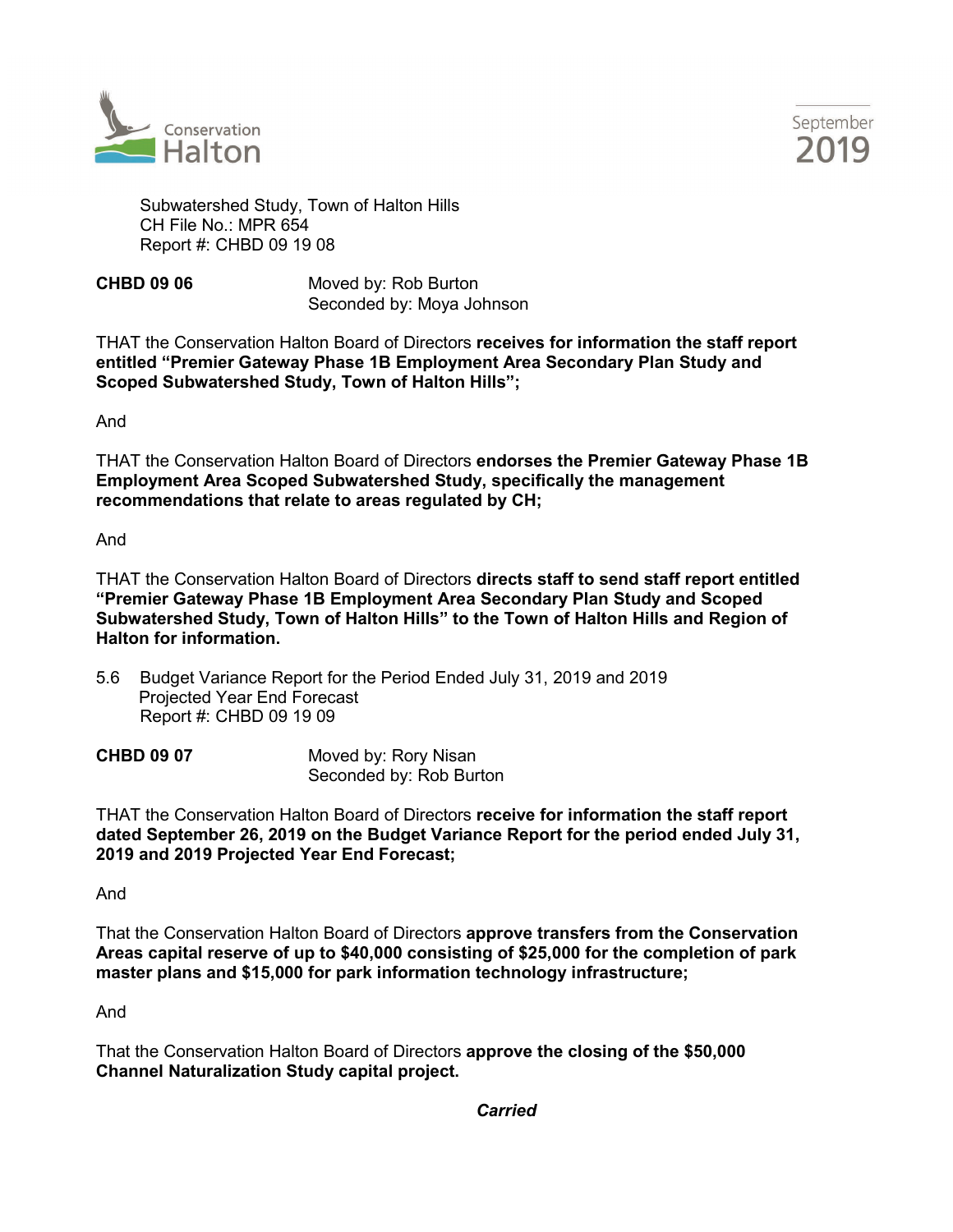Subwatershed Study, Town of Halton Hills
CH File No.: MPR 654
Report #: CHBD 09 19 08

**CHBD 09 06** Moved by: Rob Burton
Seconded by: Moya Johnson

THAT the Conservation Halton Board of Directors **receives for information the staff report entitled "Premier Gateway Phase 1B Employment Area Secondary Plan Study and Scoped Subwatershed Study, Town of Halton Hills";**

And

THAT the Conservation Halton Board of Directors **endorses the Premier Gateway Phase 1B Employment Area Scoped Subwatershed Study, specifically the management recommendations that relate to areas regulated by CH;**

And

THAT the Conservation Halton Board of Directors **directs staff to send staff report entitled "Premier Gateway Phase 1B Employment Area Secondary Plan Study and Scoped Subwatershed Study, Town of Halton Hills" to the Town of Halton Hills and Region of Halton for information.**

5.6 Budget Variance Report for the Period Ended July 31, 2019 and 2019 Projected Year End Forecast
Report #: CHBD 09 19 09

**CHBD 09 07** Moved by: Rory Nisan
Seconded by: Rob Burton

THAT the Conservation Halton Board of Directors **receive for information the staff report dated September 26, 2019 on the Budget Variance Report for the period ended July 31, 2019 and 2019 Projected Year End Forecast;**

And

That the Conservation Halton Board of Directors **approve transfers from the Conservation Areas capital reserve of up to $40,000 consisting of $25,000 for the completion of park master plans and $15,000 for park information technology infrastructure;**

And

That the Conservation Halton Board of Directors **approve the closing of the $50,000 Channel Naturalization Study capital project.**

***Carried***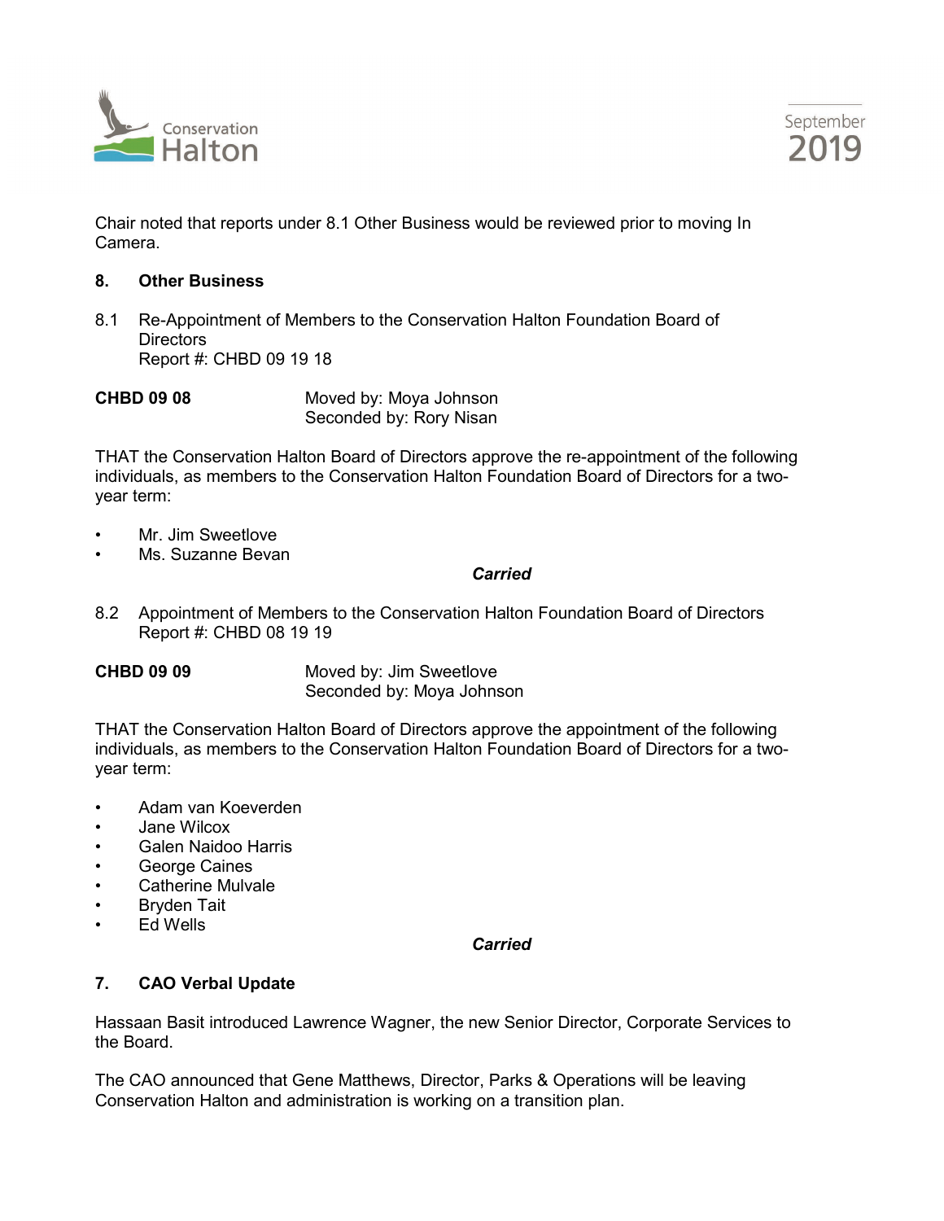Chair noted that reports under 8.1 Other Business would be reviewed prior to moving In Camera.

## 8. Other Business

8.1 Re-Appointment of Members to the Conservation Halton Foundation Board of Directors
Report #: CHBD 09 19 18

**CHBD 09 08** Moved by: Moya Johnson
Seconded by: Rory Nisan

THAT the Conservation Halton Board of Directors approve the re-appointment of the following individuals, as members to the Conservation Halton Foundation Board of Directors for a two-year term:

- Mr. Jim Sweetlove
- Ms. Suzanne Bevan

***Carried***

8.2 Appointment of Members to the Conservation Halton Foundation Board of Directors
Report #: CHBD 08 19 19

**CHBD 09 09** Moved by: Jim Sweetlove
Seconded by: Moya Johnson

THAT the Conservation Halton Board of Directors approve the appointment of the following individuals, as members to the Conservation Halton Foundation Board of Directors for a two-year term:

- Adam van Koeverden
- Jane Wilcox
- Galen Naidoo Harris
- George Caines
- Catherine Mulvale
- Bryden Tait
- Ed Wells

***Carried***

## 7. CAO Verbal Update

Hassaan Basit introduced Lawrence Wagner, the new Senior Director, Corporate Services to the Board.

The CAO announced that Gene Matthews, Director, Parks & Operations will be leaving Conservation Halton and administration is working on a transition plan.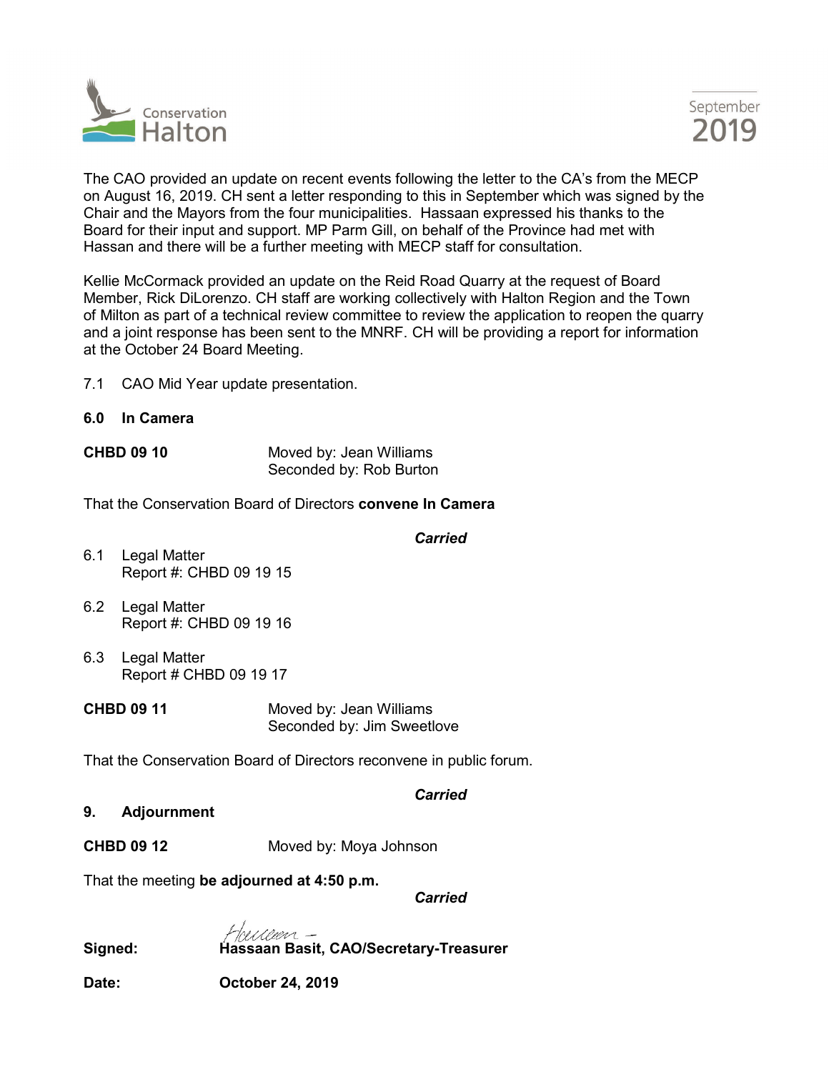The CAO provided an update on recent events following the letter to the CA's from the MECP on August 16, 2019. CH sent a letter responding to this in September which was signed by the Chair and the Mayors from the four municipalities. Hassaan expressed his thanks to the Board for their input and support. MP Parm Gill, on behalf of the Province had met with Hassan and there will be a further meeting with MECP staff for consultation.

Kellie McCormack provided an update on the Reid Road Quarry at the request of Board Member, Rick DiLorenzo. CH staff are working collectively with Halton Region and the Town of Milton as part of a technical review committee to review the application to reopen the quarry and a joint response has been sent to the MNRF. CH will be providing a report for information at the October 24 Board Meeting.

7.1 CAO Mid Year update presentation.

**6.0 In Camera**

**CHBD 09 10** Moved by: Jean Williams
Seconded by: Rob Burton

That the Conservation Board of Directors **convene In Camera**

***Carried***

6.1 Legal Matter
Report #: CHBD 09 19 15

6.2 Legal Matter
Report #: CHBD 09 19 16

6.3 Legal Matter
Report # CHBD 09 19 17

**CHBD 09 11** Moved by: Jean Williams
Seconded by: Jim Sweetlove

That the Conservation Board of Directors reconvene in public forum.

***Carried***

**9. Adjournment**

**CHBD 09 12** Moved by: Moya Johnson

That the meeting **be adjourned at 4:50 p.m.**

***Carried***

**Signed:** **Hassaan Basit, CAO/Secretary-Treasurer**

**Date:** **October 24, 2019**